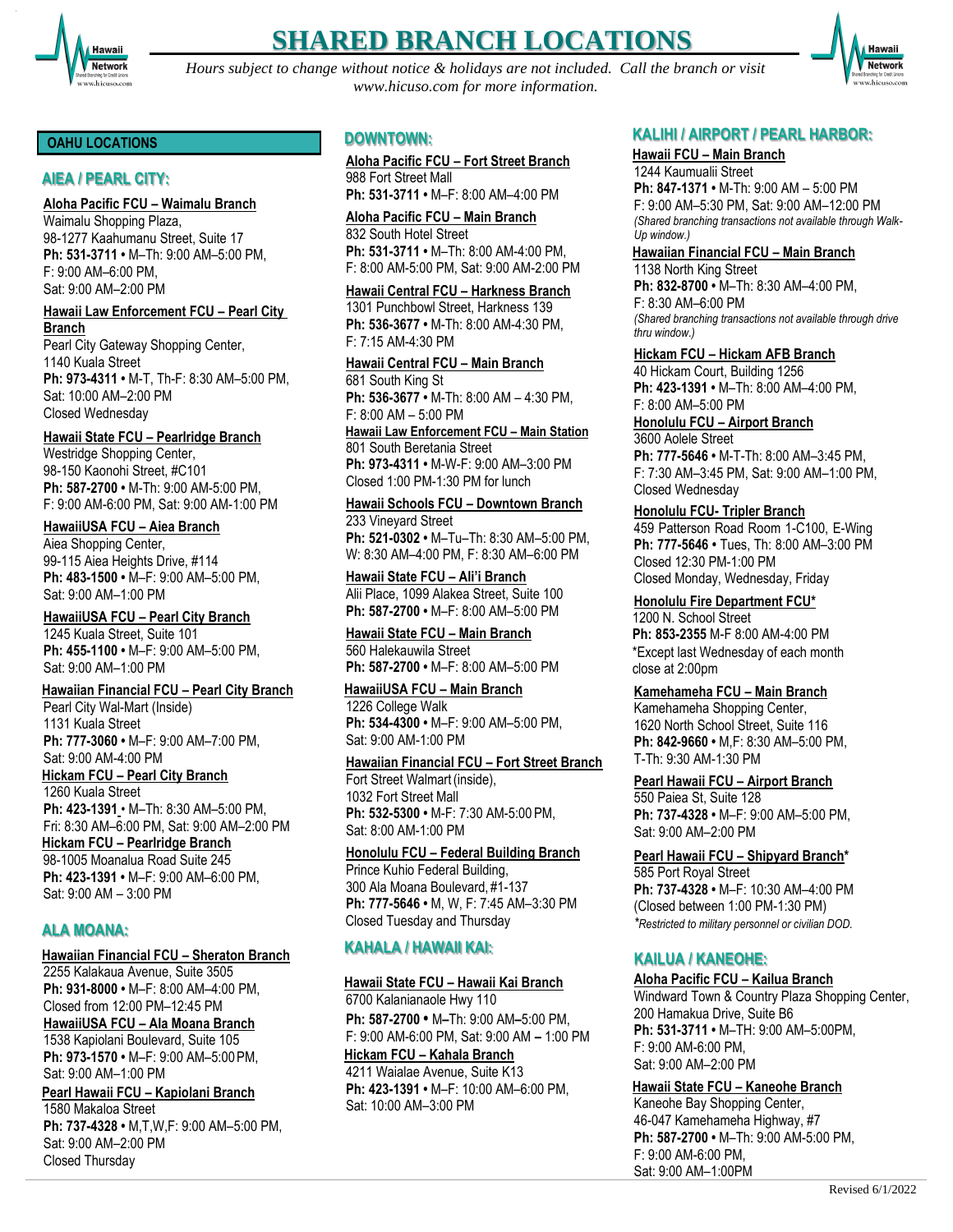# SHARED BRANCH LOCATIONS

*Hours subject to change without notice & holidays are not included. Call the branch or visit www.hicuso.com for more information.*

## OAHU LOCATIONS

### AIEA / PEARL CITY:

**Aloha Pacific FCU – Waimalu Branch**
Waimalu Shopping Plaza,
98-1277 Kaahumanu Street, Suite 17
**Ph: 531-3711** • M–Th: 9:00 AM–5:00 PM,
F: 9:00 AM–6:00 PM,
Sat: 9:00 AM–2:00 PM

**Hawaii Law Enforcement FCU – Pearl City Branch**
Pearl City Gateway Shopping Center,
1140 Kuala Street
**Ph: 973-4311** • M-T, Th-F: 8:30 AM–5:00 PM,
Sat: 10:00 AM–2:00 PM
Closed Wednesday

**Hawaii State FCU – Pearlridge Branch**
Westridge Shopping Center,
98-150 Kaonohi Street, #C101
**Ph: 587-2700** • M-Th: 9:00 AM-5:00 PM,
F: 9:00 AM-6:00 PM, Sat: 9:00 AM-1:00 PM

**HawaiiUSA FCU – Aiea Branch**
Aiea Shopping Center,
99-115 Aiea Heights Drive, #114
**Ph: 483-1500** • M–F: 9:00 AM–5:00 PM,
Sat: 9:00 AM–1:00 PM

**HawaiiUSA FCU – Pearl City Branch**
1245 Kuala Street, Suite 101
**Ph: 455-1100** • M–F: 9:00 AM–5:00 PM,
Sat: 9:00 AM–1:00 PM

**Hawaiian Financial FCU – Pearl City Branch**
Pearl City Wal-Mart (Inside)
1131 Kuala Street
**Ph: 777-3060** • M–F: 9:00 AM–7:00 PM,
Sat: 9:00 AM-4:00 PM

**Hickam FCU – Pearl City Branch**
1260 Kuala Street
**Ph: 423-1391** • M–Th: 8:30 AM–5:00 PM,
Fri: 8:30 AM–6:00 PM, Sat: 9:00 AM–2:00 PM

**Hickam FCU – Pearlridge Branch**
98-1005 Moanalua Road Suite 245
**Ph: 423-1391** • M–F: 9:00 AM–6:00 PM,
Sat: 9:00 AM – 3:00 PM

### ALA MOANA:

**Hawaiian Financial FCU – Sheraton Branch**
2255 Kalakaua Avenue, Suite 3505
**Ph: 931-8000** • M–F: 8:00 AM–4:00 PM,
Closed from 12:00 PM–12:45 PM

**HawaiiUSA FCU – Ala Moana Branch**
1538 Kapiolani Boulevard, Suite 105
**Ph: 973-1570** • M–F: 9:00 AM–5:00 PM,
Sat: 9:00 AM–1:00 PM

**Pearl Hawaii FCU – Kapiolani Branch**
1580 Makaloa Street
**Ph: 737-4328** • M,T,W,F: 9:00 AM–5:00 PM,
Sat: 9:00 AM–2:00 PM
Closed Thursday

### DOWNTOWN:

**Aloha Pacific FCU – Fort Street Branch**
988 Fort Street Mall
**Ph: 531-3711** • M–F: 8:00 AM–4:00 PM

**Aloha Pacific FCU – Main Branch**
832 South Hotel Street
**Ph: 531-3711** • M–Th: 8:00 AM-4:00 PM,
F: 8:00 AM-5:00 PM, Sat: 9:00 AM-2:00 PM

**Hawaii Central FCU – Harkness Branch**
1301 Punchbowl Street, Harkness 139
**Ph: 536-3677** • M-Th: 8:00 AM-4:30 PM,
F: 7:15 AM-4:30 PM

**Hawaii Central FCU – Main Branch**
681 South King St
**Ph: 536-3677** • M-Th: 8:00 AM – 4:30 PM,
F: 8:00 AM – 5:00 PM

**Hawaii Law Enforcement FCU – Main Station**
801 South Beretania Street
**Ph: 973-4311** • M-W-F: 9:00 AM–3:00 PM
Closed 1:00 PM-1:30 PM for lunch

**Hawaii Schools FCU – Downtown Branch**
233 Vineyard Street
**Ph: 521-0302** • M–Tu–Th: 8:30 AM–5:00 PM,
W: 8:30 AM–4:00 PM, F: 8:30 AM–6:00 PM

**Hawaii State FCU – Ali'i Branch**
Alii Place, 1099 Alakea Street, Suite 100
**Ph: 587-2700** • M–F: 8:00 AM–5:00 PM

**Hawaii State FCU – Main Branch**
560 Halekauwila Street
**Ph: 587-2700** • M–F: 8:00 AM–5:00 PM

**HawaiiUSA FCU – Main Branch**
1226 College Walk
**Ph: 534-4300** • M–F: 9:00 AM–5:00 PM,
Sat: 9:00 AM-1:00 PM

**Hawaiian Financial FCU – Fort Street Branch**
Fort Street Walmart (inside),
1032 Fort Street Mall
**Ph: 532-5300** • M-F: 7:30 AM-5:00 PM,
Sat: 8:00 AM-1:00 PM

**Honolulu FCU – Federal Building Branch**
Prince Kuhio Federal Building,
300 Ala Moana Boulevard, #1-137
**Ph: 777-5646** • M, W, F: 7:45 AM–3:30 PM
Closed Tuesday and Thursday

### KAHALA / HAWAII KAI:

**Hawaii State FCU – Hawaii Kai Branch**
6700 Kalanianaole Hwy 110
**Ph: 587-2700** • M–Th: 9:00 AM–5:00 PM,
F: 9:00 AM-6:00 PM, Sat: 9:00 AM – 1:00 PM

**Hickam FCU – Kahala Branch**
4211 Waialae Avenue, Suite K13
**Ph: 423-1391** • M–F: 10:00 AM–6:00 PM,
Sat: 10:00 AM–3:00 PM

### KALIHI / AIRPORT / PEARL HARBOR:

**Hawaii FCU – Main Branch**
1244 Kaumualii Street
**Ph: 847-1371** • M-Th: 9:00 AM – 5:00 PM
F: 9:00 AM–5:30 PM, Sat: 9:00 AM–12:00 PM
*(Shared branching transactions not available through Walk-Up window.)*

**Hawaiian Financial FCU – Main Branch**
1138 North King Street
**Ph: 832-8700** • M–Th: 8:30 AM–4:00 PM,
F: 8:30 AM–6:00 PM
*(Shared branching transactions not available through drive thru window.)*

**Hickam FCU – Hickam AFB Branch**
40 Hickam Court, Building 1256
**Ph: 423-1391** • M–Th: 8:00 AM–4:00 PM,
F: 8:00 AM–5:00 PM

**Honolulu FCU – Airport Branch**
3600 Aolele Street
**Ph: 777-5646** • M-T-Th: 8:00 AM–3:45 PM,
F: 7:30 AM–3:45 PM, Sat: 9:00 AM–1:00 PM,
Closed Wednesday

**Honolulu FCU- Tripler Branch**
459 Patterson Road Room 1-C100, E-Wing
**Ph: 777-5646** • Tues, Th: 8:00 AM–3:00 PM
Closed 12:30 PM-1:00 PM
Closed Monday, Wednesday, Friday

**Honolulu Fire Department FCU***
1200 N. School Street
**Ph: 853-2355** M-F 8:00 AM-4:00 PM
*Except last Wednesday of each month close at 2:00pm

**Kamehameha FCU – Main Branch**
Kamehameha Shopping Center,
1620 North School Street, Suite 116
**Ph: 842-9660** • M,F: 8:30 AM–5:00 PM,
T-Th: 9:30 AM-1:30 PM

**Pearl Hawaii FCU – Airport Branch**
550 Paiea St, Suite 128
**Ph: 737-4328** • M–F: 9:00 AM–5:00 PM,
Sat: 9:00 AM–2:00 PM

**Pearl Hawaii FCU – Shipyard Branch***
585 Port Royal Street
**Ph: 737-4328** • M–F: 10:30 AM–4:00 PM
(Closed between 1:00 PM-1:30 PM)
*\*Restricted to military personnel or civilian DOD.*

### KAILUA / KANEOHE:

**Aloha Pacific FCU – Kailua Branch**
Windward Town & Country Plaza Shopping Center,
200 Hamakua Drive, Suite B6
**Ph: 531-3711** • M–TH: 9:00 AM–5:00PM,
F: 9:00 AM-6:00 PM,
Sat: 9:00 AM–2:00 PM

**Hawaii State FCU – Kaneohe Branch**
Kaneohe Bay Shopping Center,
46-047 Kamehameha Highway, #7
**Ph: 587-2700** • M–Th: 9:00 AM-5:00 PM,
F: 9:00 AM-6:00 PM,
Sat: 9:00 AM–1:00PM

Revised 6/1/2022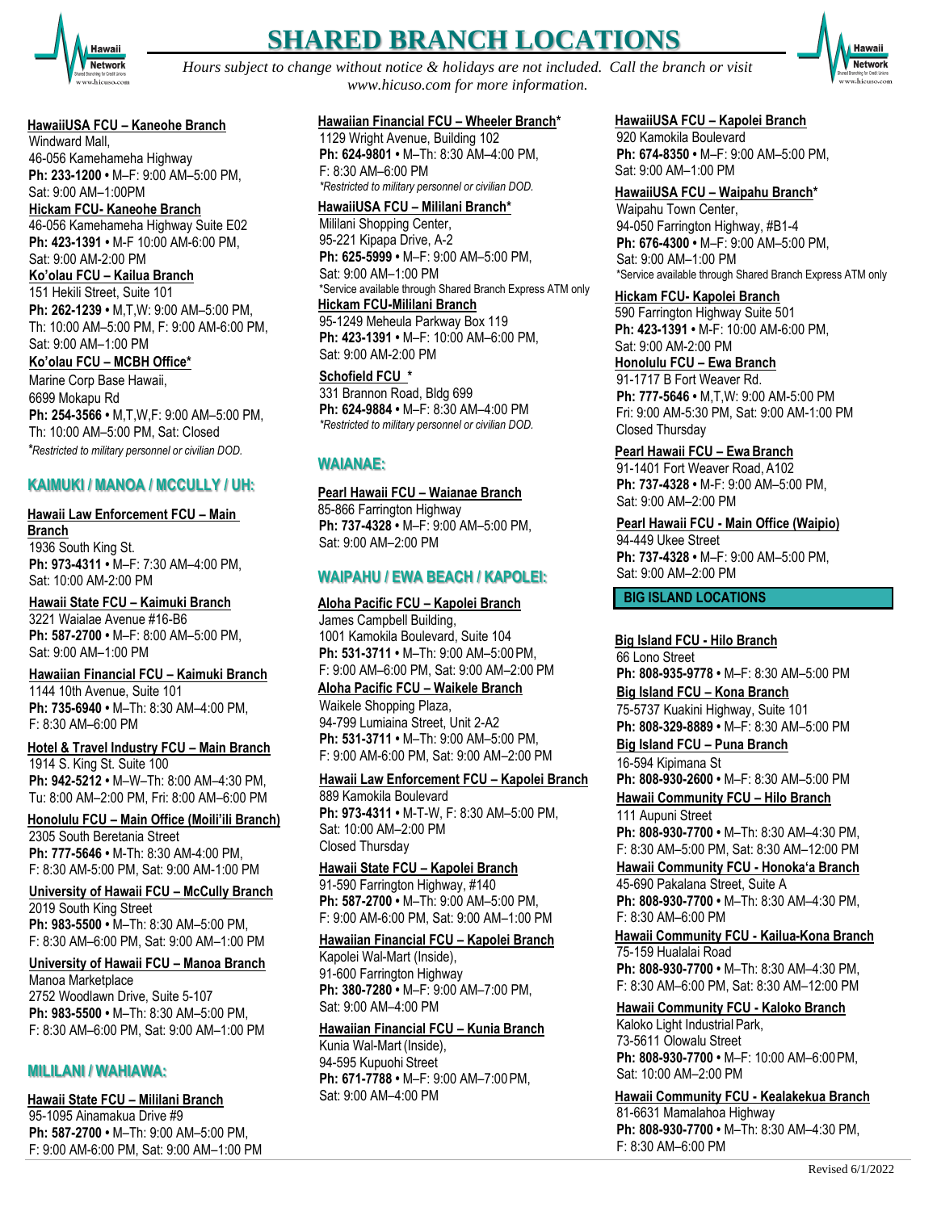# SHARED BRANCH LOCATIONS

*Hours subject to change without notice & holidays are not included. Call the branch or visit www.hicuso.com for more information.*

**HawaiiUSA FCU – Kaneohe Branch**
Windward Mall,
46-056 Kamehameha Highway
**Ph: 233-1200** • M–F: 9:00 AM–5:00 PM,
Sat: 9:00 AM–1:00PM

**Hickam FCU- Kaneohe Branch**
46-056 Kamehameha Highway Suite E02
**Ph: 423-1391** • M-F 10:00 AM-6:00 PM,
Sat: 9:00 AM-2:00 PM

**Ko'olau FCU – Kailua Branch**
151 Hekili Street, Suite 101
**Ph: 262-1239** • M,T,W: 9:00 AM–5:00 PM,
Th: 10:00 AM–5:00 PM, F: 9:00 AM-6:00 PM,
Sat: 9:00 AM–1:00 PM

**Ko'olau FCU – MCBH Office***
Marine Corp Base Hawaii,
6699 Mokapu Rd
**Ph: 254-3566** • M,T,W,F: 9:00 AM–5:00 PM,
Th: 10:00 AM–5:00 PM, Sat: Closed
*\*Restricted to military personnel or civilian DOD.*

## KAIMUKI / MANOA / MCCULLY / UH:

**Hawaii Law Enforcement FCU – Main Branch**
1936 South King St.
**Ph: 973-4311** • M–F: 7:30 AM–4:00 PM,
Sat: 10:00 AM-2:00 PM

**Hawaii State FCU – Kaimuki Branch**
3221 Waialae Avenue #16-B6
**Ph: 587-2700** • M–F: 8:00 AM–5:00 PM,
Sat: 9:00 AM–1:00 PM

**Hawaiian Financial FCU – Kaimuki Branch**
1144 10th Avenue, Suite 101
**Ph: 735-6940** • M–Th: 8:30 AM–4:00 PM,
F: 8:30 AM–6:00 PM

**Hotel & Travel Industry FCU – Main Branch**
1914 S. King St. Suite 100
**Ph: 942-5212** • M–W–Th: 8:00 AM–4:30 PM,
Tu: 8:00 AM–2:00 PM, Fri: 8:00 AM–6:00 PM

**Honolulu FCU – Main Office (Moili'ili Branch)**
2305 South Beretania Street
**Ph: 777-5646** • M-Th: 8:30 AM-4:00 PM,
F: 8:30 AM-5:00 PM, Sat: 9:00 AM-1:00 PM

**University of Hawaii FCU – McCully Branch**
2019 South King Street
**Ph: 983-5500** • M–Th: 8:30 AM–5:00 PM,
F: 8:30 AM–6:00 PM, Sat: 9:00 AM–1:00 PM

**University of Hawaii FCU – Manoa Branch**
Manoa Marketplace
2752 Woodlawn Drive, Suite 5-107
**Ph: 983-5500** • M–Th: 8:30 AM–5:00 PM,
F: 8:30 AM–6:00 PM, Sat: 9:00 AM–1:00 PM

## MILILANI / WAHIAWA:

**Hawaii State FCU – Mililani Branch**
95-1095 Ainamakua Drive #9
**Ph: 587-2700** • M–Th: 9:00 AM–5:00 PM,
F: 9:00 AM-6:00 PM, Sat: 9:00 AM–1:00 PM

**Hawaiian Financial FCU – Wheeler Branch***
1129 Wright Avenue, Building 102
**Ph: 624-9801** • M–Th: 8:30 AM–4:00 PM,
F: 8:30 AM–6:00 PM
*\*Restricted to military personnel or civilian DOD.*

**HawaiiUSA FCU – Mililani Branch***
Mililani Shopping Center,
95-221 Kipapa Drive, A-2
**Ph: 625-5999** • M–F: 9:00 AM–5:00 PM,
Sat: 9:00 AM–1:00 PM
\*Service available through Shared Branch Express ATM only

**Hickam FCU-Mililani Branch**
95-1249 Meheula Parkway Box 119
**Ph: 423-1391** • M–F: 10:00 AM–6:00 PM,
Sat: 9:00 AM-2:00 PM

**Schofield FCU ***
331 Brannon Road, Bldg 699
**Ph: 624-9884** • M–F: 8:30 AM–4:00 PM
*\*Restricted to military personnel or civilian DOD.*

## WAIANAE:

**Pearl Hawaii FCU – Waianae Branch**
85-866 Farrington Highway
**Ph: 737-4328** • M–F: 9:00 AM–5:00 PM,
Sat: 9:00 AM–2:00 PM

## WAIPAHU / EWA BEACH / KAPOLEI:

**Aloha Pacific FCU – Kapolei Branch**
James Campbell Building,
1001 Kamokila Boulevard, Suite 104
**Ph: 531-3711** • M–Th: 9:00 AM–5:00 PM,
F: 9:00 AM–6:00 PM, Sat: 9:00 AM–2:00 PM

**Aloha Pacific FCU – Waikele Branch**
Waikele Shopping Plaza,
94-799 Lumiaina Street, Unit 2-A2
**Ph: 531-3711** • M–Th: 9:00 AM–5:00 PM,
F: 9:00 AM-6:00 PM, Sat: 9:00 AM–2:00 PM

**Hawaii Law Enforcement FCU – Kapolei Branch**
889 Kamokila Boulevard
**Ph: 973-4311** • M-T-W, F: 8:30 AM–5:00 PM,
Sat: 10:00 AM–2:00 PM
Closed Thursday

**Hawaii State FCU – Kapolei Branch**
91-590 Farrington Highway, #140
**Ph: 587-2700** • M–Th: 9:00 AM–5:00 PM,
F: 9:00 AM-6:00 PM, Sat: 9:00 AM–1:00 PM

**Hawaiian Financial FCU – Kapolei Branch**
Kapolei Wal-Mart (Inside),
91-600 Farrington Highway
**Ph: 380-7280** • M–F: 9:00 AM–7:00 PM,
Sat: 9:00 AM–4:00 PM

**Hawaiian Financial FCU – Kunia Branch**
Kunia Wal-Mart (Inside),
94-595 Kupuohi Street
**Ph: 671-7788** • M–F: 9:00 AM–7:00 PM,
Sat: 9:00 AM–4:00 PM

**HawaiiUSA FCU – Kapolei Branch**
920 Kamokila Boulevard
**Ph: 674-8350** • M–F: 9:00 AM–5:00 PM,
Sat: 9:00 AM–1:00 PM

**HawaiiUSA FCU – Waipahu Branch***
Waipahu Town Center,
94-050 Farrington Highway, #B1-4
**Ph: 676-4300** • M–F: 9:00 AM–5:00 PM,
Sat: 9:00 AM–1:00 PM
\*Service available through Shared Branch Express ATM only

**Hickam FCU- Kapolei Branch**
590 Farrington Highway Suite 501
**Ph: 423-1391** • M-F: 10:00 AM-6:00 PM,
Sat: 9:00 AM-2:00 PM

**Honolulu FCU – Ewa Branch**
91-1717 B Fort Weaver Rd.
**Ph: 777-5646** • M,T,W: 9:00 AM-5:00 PM
Fri: 9:00 AM-5:30 PM, Sat: 9:00 AM-1:00 PM
Closed Thursday

**Pearl Hawaii FCU – Ewa Branch**
91-1401 Fort Weaver Road, A102
**Ph: 737-4328** • M-F: 9:00 AM–5:00 PM,
Sat: 9:00 AM–2:00 PM

**Pearl Hawaii FCU - Main Office (Waipio)**
94-449 Ukee Street
**Ph: 737-4328** • M–F: 9:00 AM–5:00 PM,
Sat: 9:00 AM–2:00 PM

## BIG ISLAND LOCATIONS

**Big Island FCU - Hilo Branch**
66 Lono Street
**Ph: 808-935-9778** • M–F: 8:30 AM–5:00 PM

**Big Island FCU – Kona Branch**
75-5737 Kuakini Highway, Suite 101
**Ph: 808-329-8889** • M–F: 8:30 AM–5:00 PM

**Big Island FCU – Puna Branch**
16-594 Kipimana St
**Ph: 808-930-2600** • M–F: 8:30 AM–5:00 PM

**Hawaii Community FCU – Hilo Branch**
111 Aupuni Street
**Ph: 808-930-7700** • M–Th: 8:30 AM–4:30 PM,
F: 8:30 AM–5:00 PM, Sat: 8:30 AM–12:00 PM

**Hawaii Community FCU - Honoka'a Branch**
45-690 Pakalana Street, Suite A
**Ph: 808-930-7700** • M–Th: 8:30 AM–4:30 PM,
F: 8:30 AM–6:00 PM

**Hawaii Community FCU - Kailua-Kona Branch**
75-159 Hualalai Road
**Ph: 808-930-7700** • M–Th: 8:30 AM–4:30 PM,
F: 8:30 AM–6:00 PM, Sat: 8:30 AM–12:00 PM

**Hawaii Community FCU - Kaloko Branch**
Kaloko Light Industrial Park,
73-5611 Olowalu Street
**Ph: 808-930-7700** • M–F: 10:00 AM–6:00 PM,
Sat: 10:00 AM–2:00 PM

**Hawaii Community FCU - Kealakekua Branch**
81-6631 Mamalahoa Highway
**Ph: 808-930-7700** • M–Th: 8:30 AM–4:30 PM,
F: 8:30 AM–6:00 PM

Revised 6/1/2022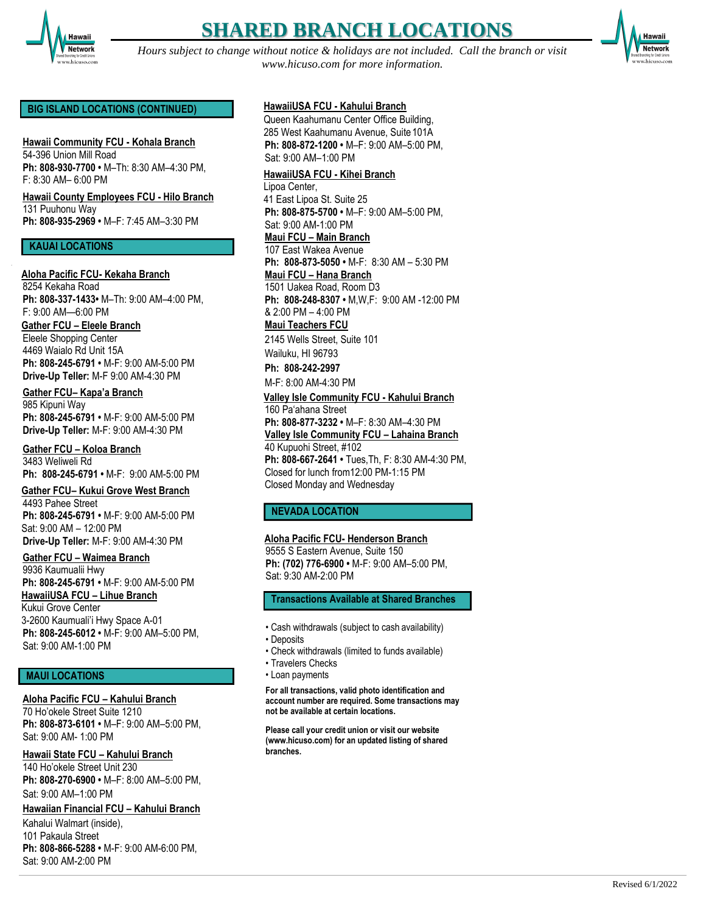# SHARED BRANCH LOCATIONS

*Hours subject to change without notice & holidays are not included. Call the branch or visit www.hicuso.com for more information.*

## BIG ISLAND LOCATIONS (CONTINUED)

**Hawaii Community FCU - Kohala Branch**
54-396 Union Mill Road
**Ph: 808-930-7700** • M–Th: 8:30 AM–4:30 PM,
F: 8:30 AM– 6:00 PM

**Hawaii County Employees FCU - Hilo Branch**
131 Puuhonu Way
**Ph: 808-935-2969** • M–F: 7:45 AM–3:30 PM

## KAUAI LOCATIONS

**Aloha Pacific FCU- Kekaha Branch**
8254 Kekaha Road
**Ph: 808-337-1433**• M–Th: 9:00 AM–4:00 PM,
F: 9:00 AM—6:00 PM

**Gather FCU – Eleele Branch**
Eleele Shopping Center
4469 Waialo Rd Unit 15A
**Ph: 808-245-6791** • M-F: 9:00 AM-5:00 PM
**Drive-Up Teller:** M-F 9:00 AM-4:30 PM

**Gather FCU– Kapa'a Branch**
985 Kipuni Way
**Ph: 808-245-6791** • M-F: 9:00 AM-5:00 PM
**Drive-Up Teller:** M-F: 9:00 AM-4:30 PM

**Gather FCU – Koloa Branch**
3483 Weliweli Rd
**Ph: 808-245-6791** • M-F: 9:00 AM-5:00 PM

**Gather FCU– Kukui Grove West Branch**
4493 Pahee Street
**Ph: 808-245-6791** • M-F: 9:00 AM-5:00 PM
Sat: 9:00 AM – 12:00 PM
**Drive-Up Teller:** M-F: 9:00 AM-4:30 PM

**Gather FCU – Waimea Branch**
9936 Kaumualii Hwy
**Ph: 808-245-6791** • M-F: 9:00 AM-5:00 PM

**HawaiiUSA FCU – Lihue Branch**
Kukui Grove Center
3-2600 Kaumuali'i Hwy Space A-01
**Ph: 808-245-6012** • M-F: 9:00 AM–5:00 PM,
Sat: 9:00 AM-1:00 PM

## MAUI LOCATIONS

**Aloha Pacific FCU – Kahului Branch**
70 Ho'okele Street Suite 1210
**Ph: 808-873-6101** • M–F: 9:00 AM–5:00 PM,
Sat: 9:00 AM- 1:00 PM

**Hawaii State FCU – Kahului Branch**
140 Ho'okele Street Unit 230
**Ph: 808-270-6900** • M–F: 8:00 AM–5:00 PM,
Sat: 9:00 AM–1:00 PM

**Hawaiian Financial FCU – Kahului Branch**
Kahalui Walmart (inside),
101 Pakaula Street
**Ph: 808-866-5288** • M-F: 9:00 AM-6:00 PM,
Sat: 9:00 AM-2:00 PM

**HawaiiUSA FCU - Kahului Branch**
Queen Kaahumanu Center Office Building,
285 West Kaahumanu Avenue, Suite 101A
**Ph: 808-872-1200** • M–F: 9:00 AM–5:00 PM,
Sat: 9:00 AM–1:00 PM

**HawaiiUSA FCU - Kihei Branch**
Lipoa Center,
41 East Lipoa St. Suite 25
**Ph: 808-875-5700** • M–F: 9:00 AM–5:00 PM,
Sat: 9:00 AM-1:00 PM

**Maui FCU – Main Branch**
107 East Wakea Avenue
**Ph: 808-873-5050** • M-F: 8:30 AM – 5:30 PM

**Maui FCU – Hana Branch**
1501 Uakea Road, Room D3
**Ph: 808-248-8307** • M,W,F: 9:00 AM -12:00 PM
& 2:00 PM – 4:00 PM

**Maui Teachers FCU**
2145 Wells Street, Suite 101
Wailuku, HI 96793
**Ph: 808-242-2997**
M-F: 8:00 AM-4:30 PM

**Valley Isle Community FCU - Kahului Branch**
160 Pa'ahana Street
**Ph: 808-877-3232** • M–F: 8:30 AM–4:30 PM

**Valley Isle Community FCU – Lahaina Branch**
40 Kupuohi Street, #102
**Ph: 808-667-2641** • Tues,Th, F: 8:30 AM-4:30 PM,
Closed for lunch from12:00 PM-1:15 PM
Closed Monday and Wednesday

## NEVADA LOCATION

**Aloha Pacific FCU- Henderson Branch**
9555 S Eastern Avenue, Suite 150
**Ph: (702) 776-6900** • M-F: 9:00 AM–5:00 PM,
Sat: 9:30 AM-2:00 PM

## Transactions Available at Shared Branches

- Cash withdrawals (subject to cash availability)
- Deposits
- Check withdrawals (limited to funds available)
- Travelers Checks
- Loan payments

**For all transactions, valid photo identification and account number are required. Some transactions may not be available at certain locations.**

**Please call your credit union or visit our website (www.hicuso.com) for an updated listing of shared branches.**

Revised 6/1/2022